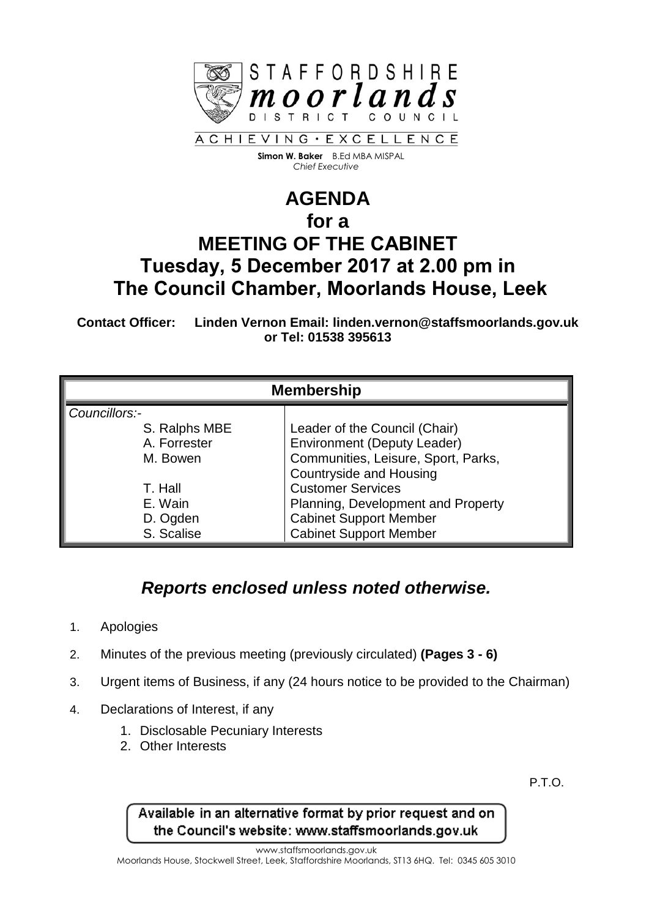STAFFORDSHIRE **moorlands** DISTRICT COUNCIL

ACHIEVING · EXCELLENCE

**Simon W. Baker** B.Ed MBA MISPAL
*Chief Executive*

# AGENDA
# for a
# MEETING OF THE CABINET
# Tuesday, 5 December 2017 at 2.00 pm in The Council Chamber, Moorlands House, Leek

**Contact Officer: Linden Vernon Email: linden.vernon@staffsmoorlands.gov.uk or Tel: 01538 395613**

| **Membership** | |
|---|---|
| *Councillors:-* | |
| S. Ralphs MBE | Leader of the Council (Chair) |
| A. Forrester | Environment (Deputy Leader) |
| M. Bowen | Communities, Leisure, Sport, Parks, Countryside and Housing |
| T. Hall | Customer Services |
| E. Wain | Planning, Development and Property |
| D. Ogden | Cabinet Support Member |
| S. Scalise | Cabinet Support Member |

## *Reports enclosed unless noted otherwise.*

1. Apologies
2. Minutes of the previous meeting (previously circulated) **(Pages 3 - 6)**
3. Urgent items of Business, if any (24 hours notice to be provided to the Chairman)
4. Declarations of Interest, if any
   1. Disclosable Pecuniary Interests
   2. Other Interests

P.T.O.

Available in an alternative format by prior request and on the Council's website: www.staffsmoorlands.gov.uk

www.staffsmoorlands.gov.uk
Moorlands House, Stockwell Street, Leek, Staffordshire Moorlands, ST13 6HQ. Tel: 0345 605 3010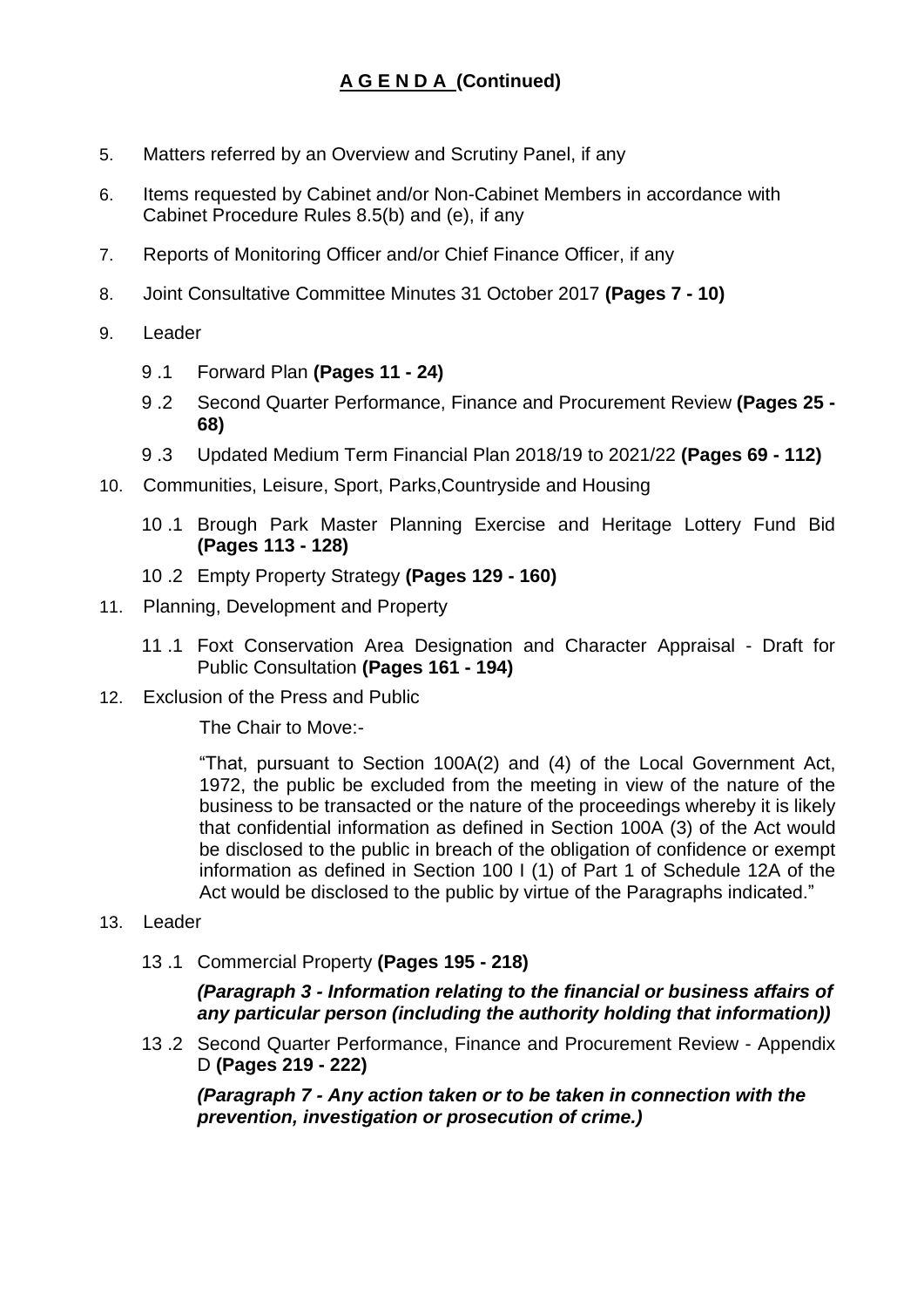## A G E N D A (Continued)

5. Matters referred by an Overview and Scrutiny Panel, if any

6. Items requested by Cabinet and/or Non-Cabinet Members in accordance with Cabinet Procedure Rules 8.5(b) and (e), if any

7. Reports of Monitoring Officer and/or Chief Finance Officer, if any

8. Joint Consultative Committee Minutes 31 October 2017 **(Pages 7 - 10)**

9. Leader

   9 .1 Forward Plan **(Pages 11 - 24)**

   9 .2 Second Quarter Performance, Finance and Procurement Review **(Pages 25 - 68)**

   9 .3 Updated Medium Term Financial Plan 2018/19 to 2021/22 **(Pages 69 - 112)**

10. Communities, Leisure, Sport, Parks,Countryside and Housing

    10 .1 Brough Park Master Planning Exercise and Heritage Lottery Fund Bid **(Pages 113 - 128)**

    10 .2 Empty Property Strategy **(Pages 129 - 160)**

11. Planning, Development and Property

    11 .1 Foxt Conservation Area Designation and Character Appraisal - Draft for Public Consultation **(Pages 161 - 194)**

12. Exclusion of the Press and Public

    The Chair to Move:-

    "That, pursuant to Section 100A(2) and (4) of the Local Government Act, 1972, the public be excluded from the meeting in view of the nature of the business to be transacted or the nature of the proceedings whereby it is likely that confidential information as defined in Section 100A (3) of the Act would be disclosed to the public in breach of the obligation of confidence or exempt information as defined in Section 100 I (1) of Part 1 of Schedule 12A of the Act would be disclosed to the public by virtue of the Paragraphs indicated."

13. Leader

    13 .1 Commercial Property **(Pages 195 - 218)**

    ***(Paragraph 3 - Information relating to the financial or business affairs of any particular person (including the authority holding that information))***

    13 .2 Second Quarter Performance, Finance and Procurement Review - Appendix D **(Pages 219 - 222)**

    ***(Paragraph 7 - Any action taken or to be taken in connection with the prevention, investigation or prosecution of crime.)***